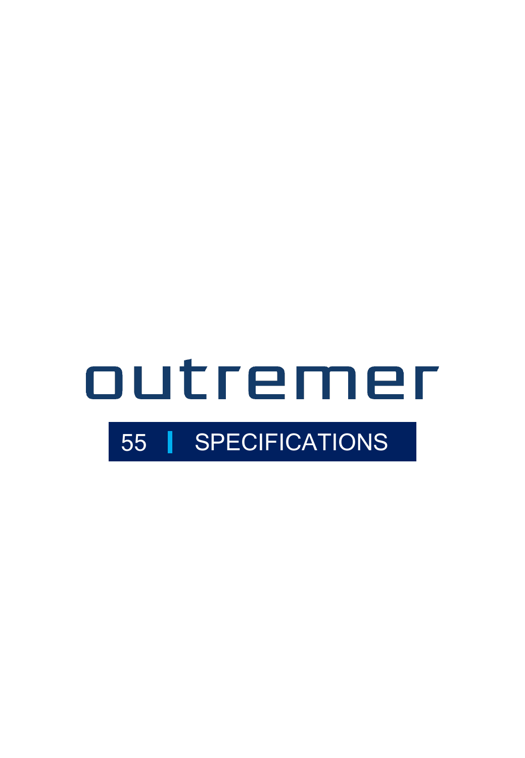# outremer

## 55 | SPECIFICATIONS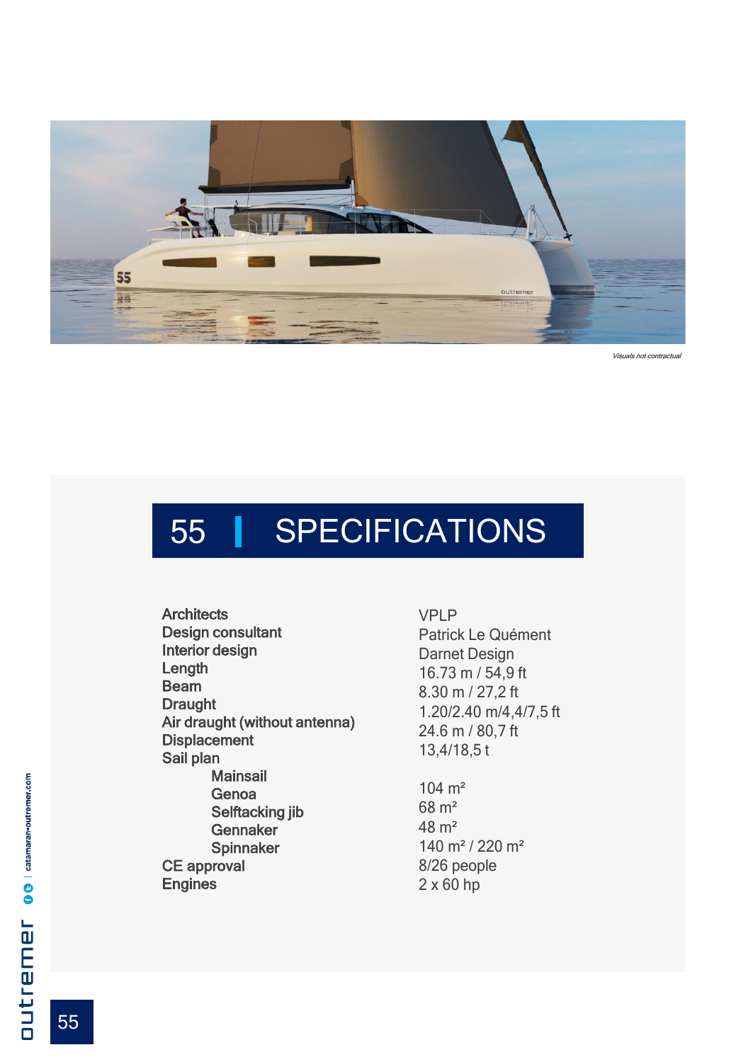*Visuals not contractual*

# 55 | SPECIFICATIONS

| | |
|---|---|
| **Architects** | VPLP |
| **Design consultant** | Patrick Le Quément |
| **Interior design** | Darnet Design |
| **Length** | 16.73 m / 54,9 ft |
| **Beam** | 8.30 m / 27,2 ft |
| **Draught** | 1.20/2.40 m/4,4/7,5 ft |
| **Air draught (without antenna)** | 24.6 m / 80,7 ft |
| **Displacement** | 13,4/18,5 t |
| **Sail plan** | |
| **Mainsail** | 104 m² |
| **Genoa** | 68 m² |
| **Selftacking jib** | 48 m² |
| **Gennaker** | 140 m² / 220 m² |
| **Spinnaker** | |
| **CE approval** | 8/26 people |
| **Engines** | 2 x 60 hp |

outremer | catamaran-outremer.com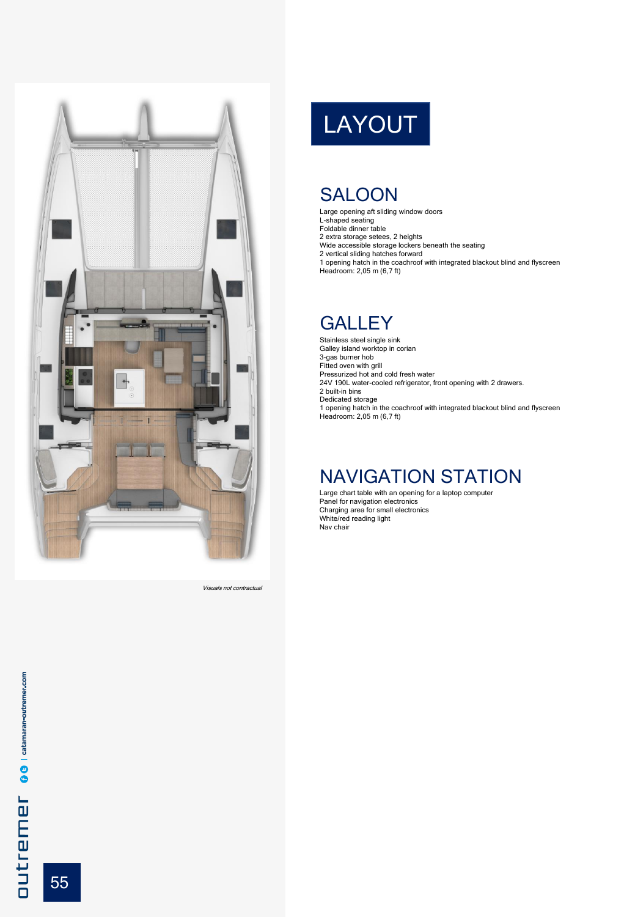*Visuals not contractual*

# LAYOUT

## SALOON

Large opening aft sliding window doors
L-shaped seating
Foldable dinner table
2 extra storage setees, 2 heights
Wide accessible storage lockers beneath the seating
2 vertical sliding hatches forward
1 opening hatch in the coachroof with integrated blackout blind and flyscreen
Headroom: 2,05 m (6,7 ft)

## GALLEY

Stainless steel single sink
Galley island worktop in corian
3-gas burner hob
Fitted oven with grill
Pressurized hot and cold fresh water
24V 190L water-cooled refrigerator, front opening with 2 drawers.
2 built-in bins
Dedicated storage
1 opening hatch in the coachroof with integrated blackout blind and flyscreen
Headroom: 2,05 m (6,7 ft)

## NAVIGATION STATION

Large chart table with an opening for a laptop computer
Panel for navigation electronics
Charging area for small electronics
White/red reading light
Nav chair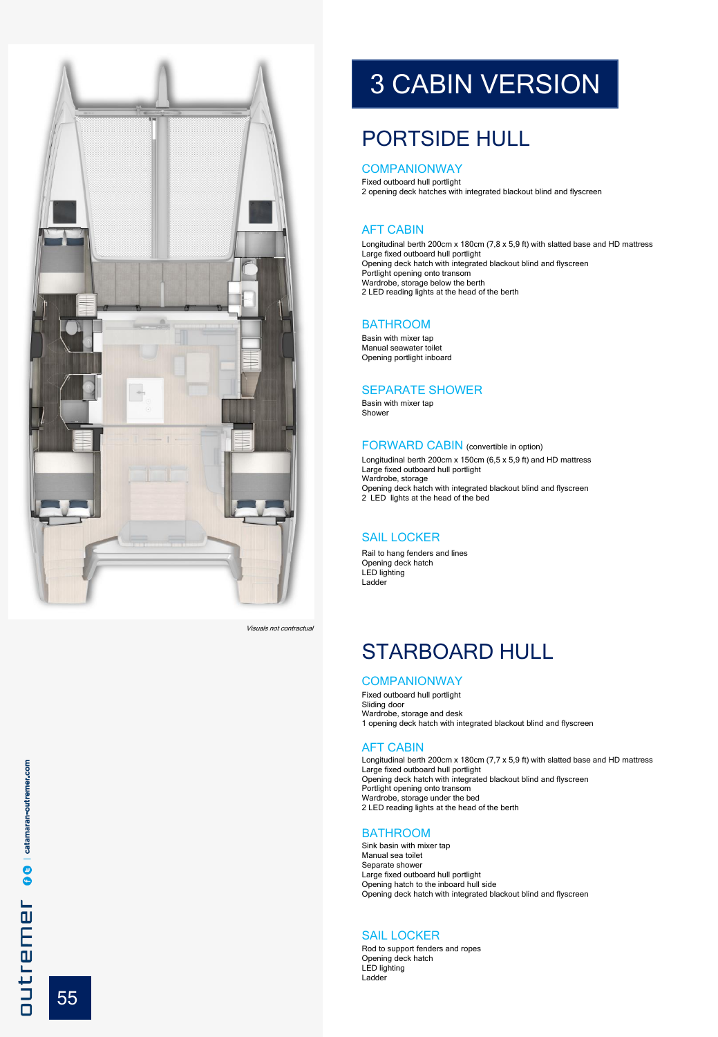*Visuals not contractual*

# 3 CABIN VERSION

## PORTSIDE HULL

### COMPANIONWAY

Fixed outboard hull portlight
2 opening deck hatches with integrated blackout blind and flyscreen

### AFT CABIN

Longitudinal berth 200cm x 180cm (7,8 x 5,9 ft) with slatted base and HD mattress
Large fixed outboard hull portlight
Opening deck hatch with integrated blackout blind and flyscreen
Portlight opening onto transom
Wardrobe, storage below the berth
2 LED reading lights at the head of the berth

### BATHROOM

Basin with mixer tap
Manual seawater toilet
Opening portlight inboard

### SEPARATE SHOWER

Basin with mixer tap
Shower

### FORWARD CABIN (convertible in option)

Longitudinal berth 200cm x 150cm (6,5 x 5,9 ft) and HD mattress
Large fixed outboard hull portlight
Wardrobe, storage
Opening deck hatch with integrated blackout blind and flyscreen
2 LED lights at the head of the bed

### SAIL LOCKER

Rail to hang fenders and lines
Opening deck hatch
LED lighting
Ladder

## STARBOARD HULL

### COMPANIONWAY

Fixed outboard hull portlight
Sliding door
Wardrobe, storage and desk
1 opening deck hatch with integrated blackout blind and flyscreen

### AFT CABIN

Longitudinal berth 200cm x 180cm (7,7 x 5,9 ft) with slatted base and HD mattress
Large fixed outboard hull portlight
Opening deck hatch with integrated blackout blind and flyscreen
Portlight opening onto transom
Wardrobe, storage under the bed
2 LED reading lights at the head of the berth

### BATHROOM

Sink basin with mixer tap
Manual sea toilet
Separate shower
Large fixed outboard hull portlight
Opening hatch to the inboard hull side
Opening deck hatch with integrated blackout blind and flyscreen

### SAIL LOCKER

Rod to support fenders and ropes
Opening deck hatch
LED lighting
Ladder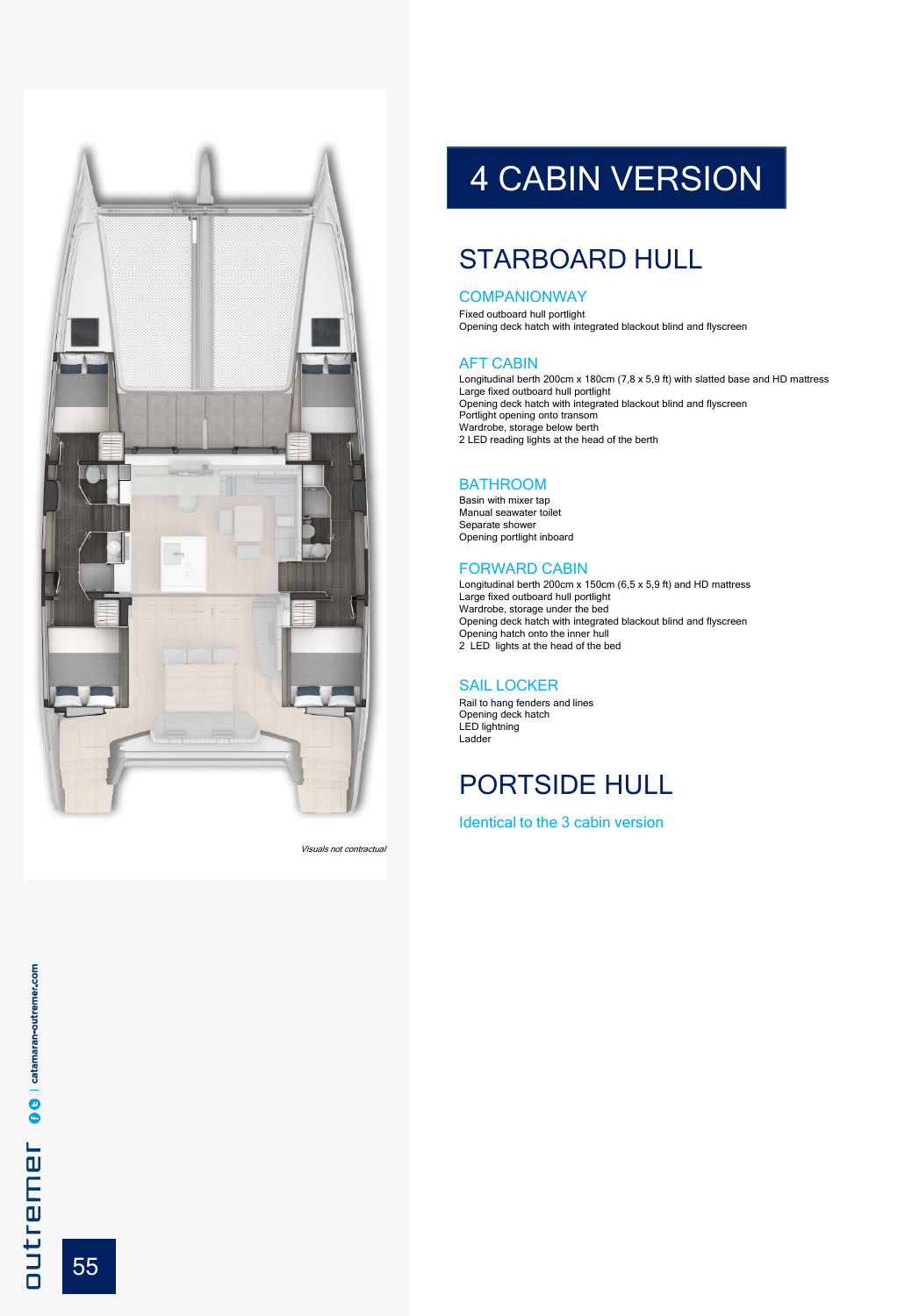*Visuals not contractual*

# 4 CABIN VERSION

## STARBOARD HULL

### COMPANIONWAY

Fixed outboard hull portlight
Opening deck hatch with integrated blackout blind and flyscreen

### AFT CABIN

Longitudinal berth 200cm x 180cm (7,8 x 5,9 ft) with slatted base and HD mattress
Large fixed outboard hull portlight
Opening deck hatch with integrated blackout blind and flyscreen
Portlight opening onto transom
Wardrobe, storage below berth
2 LED reading lights at the head of the berth

### BATHROOM

Basin with mixer tap
Manual seawater toilet
Separate shower
Opening portlight inboard

### FORWARD CABIN

Longitudinal berth 200cm x 150cm (6,5 x 5,9 ft) and HD mattress
Large fixed outboard hull portlight
Wardrobe, storage under the bed
Opening deck hatch with integrated blackout blind and flyscreen
Opening hatch onto the inner hull
2 LED lights at the head of the bed

### SAIL LOCKER

Rail to hang fenders and lines
Opening deck hatch
LED lightning
Ladder

## PORTSIDE HULL

Identical to the 3 cabin version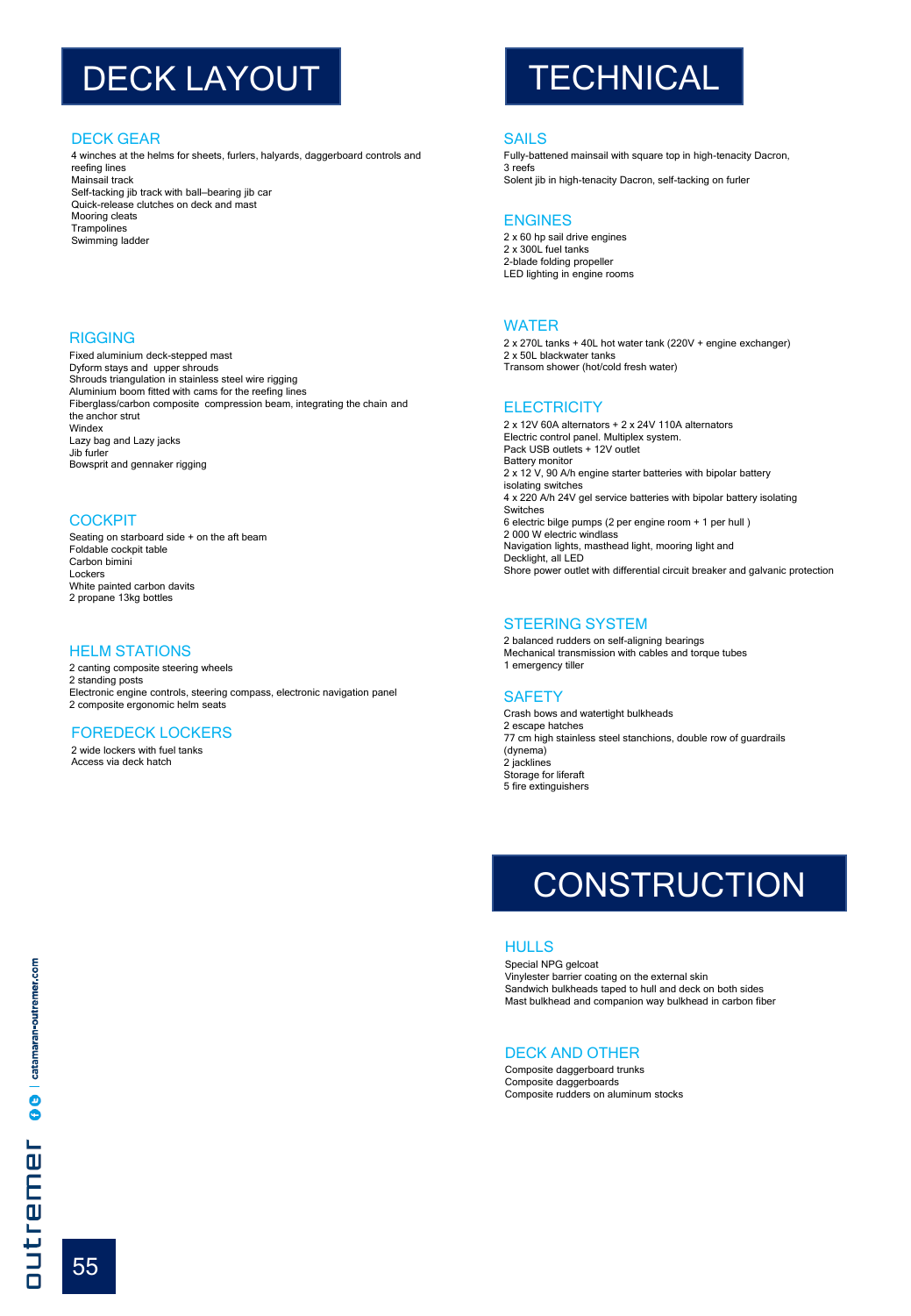# DECK LAYOUT

## DECK GEAR

4 winches at the helms for sheets, furlers, halyards, daggerboard controls and reefing lines
Mainsail track
Self-tacking jib track with ball–bearing jib car
Quick-release clutches on deck and mast
Mooring cleats
Trampolines
Swimming ladder

## RIGGING

Fixed aluminium deck-stepped mast
Dyform stays and upper shrouds
Shrouds triangulation in stainless steel wire rigging
Aluminium boom fitted with cams for the reefing lines
Fiberglass/carbon composite compression beam, integrating the chain and the anchor strut
Windex
Lazy bag and Lazy jacks
Jib furler
Bowsprit and gennaker rigging

## COCKPIT

Seating on starboard side + on the aft beam
Foldable cockpit table
Carbon bimini
Lockers
White painted carbon davits
2 propane 13kg bottles

## HELM STATIONS

2 canting composite steering wheels
2 standing posts
Electronic engine controls, steering compass, electronic navigation panel
2 composite ergonomic helm seats

## FOREDECK LOCKERS

2 wide lockers with fuel tanks
Access via deck hatch

# TECHNICAL

## SAILS

Fully-battened mainsail with square top in high-tenacity Dacron,
3 reefs
Solent jib in high-tenacity Dacron, self-tacking on furler

## ENGINES

2 x 60 hp sail drive engines
2 x 300L fuel tanks
2-blade folding propeller
LED lighting in engine rooms

## WATER

2 x 270L tanks + 40L hot water tank (220V + engine exchanger)
2 x 50L blackwater tanks
Transom shower (hot/cold fresh water)

## ELECTRICITY

2 x 12V 60A alternators + 2 x 24V 110A alternators
Electric control panel. Multiplex system.
Pack USB outlets + 12V outlet
Battery monitor
2 x 12 V, 90 A/h engine starter batteries with bipolar battery isolating switches
4 x 220 A/h 24V gel service batteries with bipolar battery isolating Switches
6 electric bilge pumps (2 per engine room + 1 per hull )
2 000 W electric windlass
Navigation lights, masthead light, mooring light and Decklight, all LED
Shore power outlet with differential circuit breaker and galvanic protection

## STEERING SYSTEM

2 balanced rudders on self-aligning bearings
Mechanical transmission with cables and torque tubes
1 emergency tiller

## SAFETY

Crash bows and watertight bulkheads
2 escape hatches
77 cm high stainless steel stanchions, double row of guardrails (dynema)
2 jacklines
Storage for liferaft
5 fire extinguishers

# CONSTRUCTION

## HULLS

Special NPG gelcoat
Vinylester barrier coating on the external skin
Sandwich bulkheads taped to hull and deck on both sides
Mast bulkhead and companion way bulkhead in carbon fiber

## DECK AND OTHER

Composite daggerboard trunks
Composite daggerboards
Composite rudders on aluminum stocks